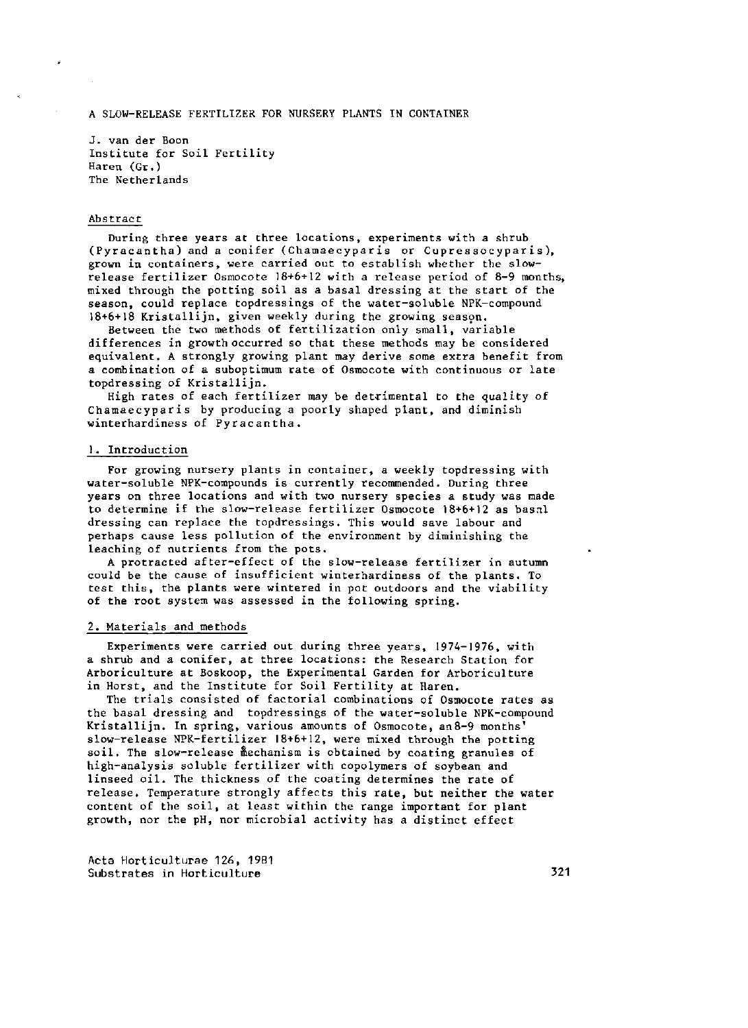# A SLOW-RELEASE FERTILIZER FOR NURSERY PLANTS IN CONTAINER

J. van der Boon
Institute for Soil Fertility
Haren (Gr.)
The Netherlands

## Abstract

During three years at three locations, experiments with a shrub (*Pyracantha*) and a conifer (*Chamaecyparis* or *Cupressocyparis*), grown in containers, were carried out to establish whether the slow-release fertilizer Osmocote 18+6+12 with a release period of 8-9 months, mixed through the potting soil as a basal dressing at the start of the season, could replace topdressings of the water-soluble NPK-compound 18+6+18 Kristallijn, given weekly during the growing season.

Between the two methods of fertilization only small, variable differences in growth occurred so that these methods may be considered equivalent. A strongly growing plant may derive some extra benefit from a combination of a suboptimum rate of Osmocote with continuous or late topdressing of Kristallijn.

High rates of each fertilizer may be detrimental to the quality of *Chamaecyparis* by producing a poorly shaped plant, and diminish winterhardiness of *Pyracantha*.

## 1. Introduction

For growing nursery plants in container, a weekly topdressing with water-soluble NPK-compounds is currently recommended. During three years on three locations and with two nursery species a study was made to determine if the slow-release fertilizer Osmocote 18+6+12 as basal dressing can replace the topdressings. This would save labour and perhaps cause less pollution of the environment by diminishing the leaching of nutrients from the pots.

A protracted after-effect of the slow-release fertilizer in autumn could be the cause of insufficient winterhardiness of the plants. To test this, the plants were wintered in pot outdoors and the viability of the root system was assessed in the following spring.

## 2. Materials and methods

Experiments were carried out during three years, 1974-1976, with a shrub and a conifer, at three locations: the Research Station for Arboriculture at Boskoop, the Experimental Garden for Arboriculture in Horst, and the Institute for Soil Fertility at Haren.

The trials consisted of factorial combinations of Osmocote rates as the basal dressing and topdressings of the water-soluble NPK-compound Kristallijn. In spring, various amounts of Osmocote, an 8-9 months' slow-release NPK-fertilizer 18+6+12, were mixed through the potting soil. The slow-release mechanism is obtained by coating granules of high-analysis soluble fertilizer with copolymers of soybean and linseed oil. The thickness of the coating determines the rate of release. Temperature strongly affects this rate, but neither the water content of the soil, at least within the range important for plant growth, nor the pH, nor microbial activity has a distinct effect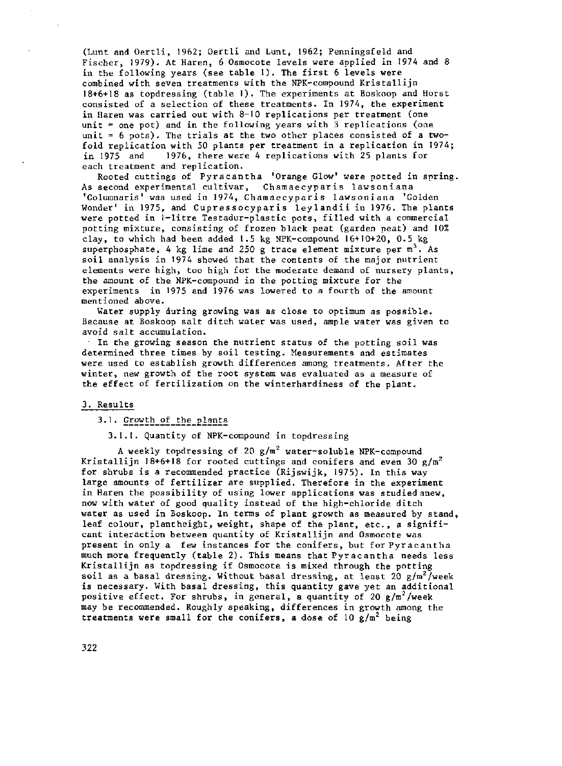(Lunt and Oertli, 1962; Oertli and Lunt, 1962; Penningsfeld and Fischer, 1979). At Haren, 6 Osmocote levels were applied in 1974 and 8 in the following years (see table 1). The first 6 levels were combined with seven treatments with the NPK-compound Kristallijn 18+6+18 as topdressing (table 1). The experiments at Boskoop and Horst consisted of a selection of these treatments. In 1974, the experiment in Haren was carried out with 8-10 replications per treatment (one unit = one pot) and in the following years with 3 replications (one unit = 6 pots). The trials at the two other places consisted of a two-fold replication with 50 plants per treatment in a replication in 1974; in 1975 and 1976, there were 4 replications with 25 plants for each treatment and replication.

Rooted cuttings of Pyracantha 'Orange Glow' were potted in spring. As second experimental cultivar, Chamaecyparis lawsoniana 'Columnaris' was used in 1974, Chamaecyparis lawsoniana 'Golden Wonder' in 1975, and Cupressocyparis leylandii in 1976. The plants were potted in 1-litre Testadur-plastic pots, filled with a commercial potting mixture, consisting of frozen black peat (garden peat) and 10% clay, to which had been added 1.5 kg NPK-compound 16+10+20, 0.5 kg superphosphate, 4 kg lime and 250 g trace element mixture per $m^3$. As soil analysis in 1974 showed that the contents of the major nutrient elements were high, too high for the moderate demand of nursery plants, the amount of the NPK-compound in the potting mixture for the experiments in 1975 and 1976 was lowered to a fourth of the amount mentioned above.

Water supply during growing was as close to optimum as possible. Because at Boskoop salt ditch water was used, ample water was given to avoid salt accumulation.

In the growing season the nutrient status of the potting soil was determined three times by soil testing. Measurements and estimates were used to establish growth differences among treatments. After the winter, new growth of the root system was evaluated as a measure of the effect of fertilization on the winterhardiness of the plant.

## 3. Results

### 3.1. Growth of the plants

#### 3.1.1. Quantity of NPK-compound in topdressing

A weekly topdressing of 20 $g/m^2$ water-soluble NPK-compound Kristallijn 18+6+18 for rooted cuttings and conifers and even 30 $g/m^2$ for shrubs is a recommended practice (Rijswijk, 1975). In this way large amounts of fertilizer are supplied. Therefore in the experiment in Haren the possibility of using lower applications was studied anew, now with water of good quality instead of the high-chloride ditch water as used in Boskoop. In terms of plant growth as measured by stand, leaf colour, plantheight, weight, shape of the plant, etc., a significant interaction between quantity of Kristallijn and Osmocote was present in only a few instances for the conifers, but for Pyracantha much more frequently (table 2). This means that Pyracantha needs less Kristallijn as topdressing if Osmocote is mixed through the potting soil as a basal dressing. Without basal dressing, at least 20 $g/m^2$/week is necessary. With basal dressing, this quantity gave yet an additional positive effect. For shrubs, in general, a quantity of 20 $g/m^2$/week may be recommended. Roughly speaking, differences in growth among the treatments were small for the conifers, a dose of 10 $g/m^2$ being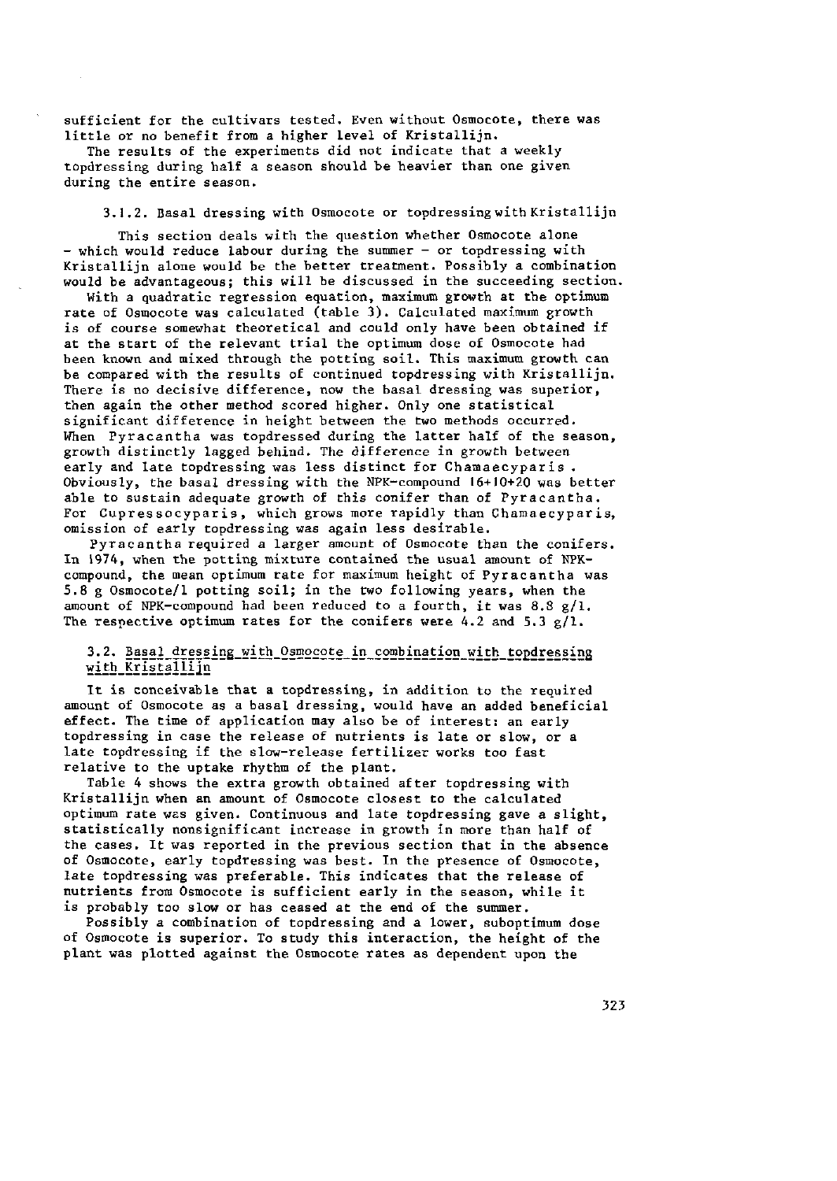sufficient for the cultivars tested. Even without Osmocote, there was little or no benefit from a higher level of Kristallijn.

The results of the experiments did not indicate that a weekly topdressing during half a season should be heavier than one given during the entire season.

### 3.1.2. Basal dressing with Osmocote or topdressing with Kristallijn

This section deals with the question whether Osmocote alone - which would reduce labour during the summer - or topdressing with Kristallijn alone would be the better treatment. Possibly a combination would be advantageous; this will be discussed in the succeeding section.

With a quadratic regression equation, maximum growth at the optimum rate of Osmocote was calculated (table 3). Calculated maximum growth is of course somewhat theoretical and could only have been obtained if at the start of the relevant trial the optimum dose of Osmocote had been known and mixed through the potting soil. This maximum growth can be compared with the results of continued topdressing with Kristallijn. There is no decisive difference, now the basal dressing was superior, then again the other method scored higher. Only one statistical significant difference in height between the two methods occurred. When Pyracantha was topdressed during the latter half of the season, growth distinctly lagged behind. The difference in growth between early and late topdressing was less distinct for Chamaecyparis. Obviously, the basal dressing with the NPK-compound 16+10+20 was better able to sustain adequate growth of this conifer than of Pyracantha. For Cupressocyparis, which grows more rapidly than Chamaecyparis, omission of early topdressing was again less desirable.

Pyracantha required a larger amount of Osmocote than the conifers. In 1974, when the potting mixture contained the usual amount of NPK-compound, the mean optimum rate for maximum height of Pyracantha was 5.8 g Osmocote/l potting soil; in the two following years, when the amount of NPK-compound had been reduced to a fourth, it was 8.8 g/l. The respective optimum rates for the conifers were 4.2 and 5.3 g/l.

## 3.2. Basal dressing with Osmocote in combination with topdressing with Kristallijn

It is conceivable that a topdressing, in addition to the required amount of Osmocote as a basal dressing, would have an added beneficial effect. The time of application may also be of interest: an early topdressing in case the release of nutrients is late or slow, or a late topdressing if the slow-release fertilizer works too fast relative to the uptake rhythm of the plant.

Table 4 shows the extra growth obtained after topdressing with Kristallijn when an amount of Osmocote closest to the calculated optimum rate was given. Continuous and late topdressing gave a slight, statistically nonsignificant increase in growth in more than half of the cases. It was reported in the previous section that in the absence of Osmocote, early topdressing was best. In the presence of Osmocote, late topdressing was preferable. This indicates that the release of nutrients from Osmocote is sufficient early in the season, while it is probably too slow or has ceased at the end of the summer.

Possibly a combination of topdressing and a lower, suboptimum dose of Osmocote is superior. To study this interaction, the height of the plant was plotted against the Osmocote rates as dependent upon the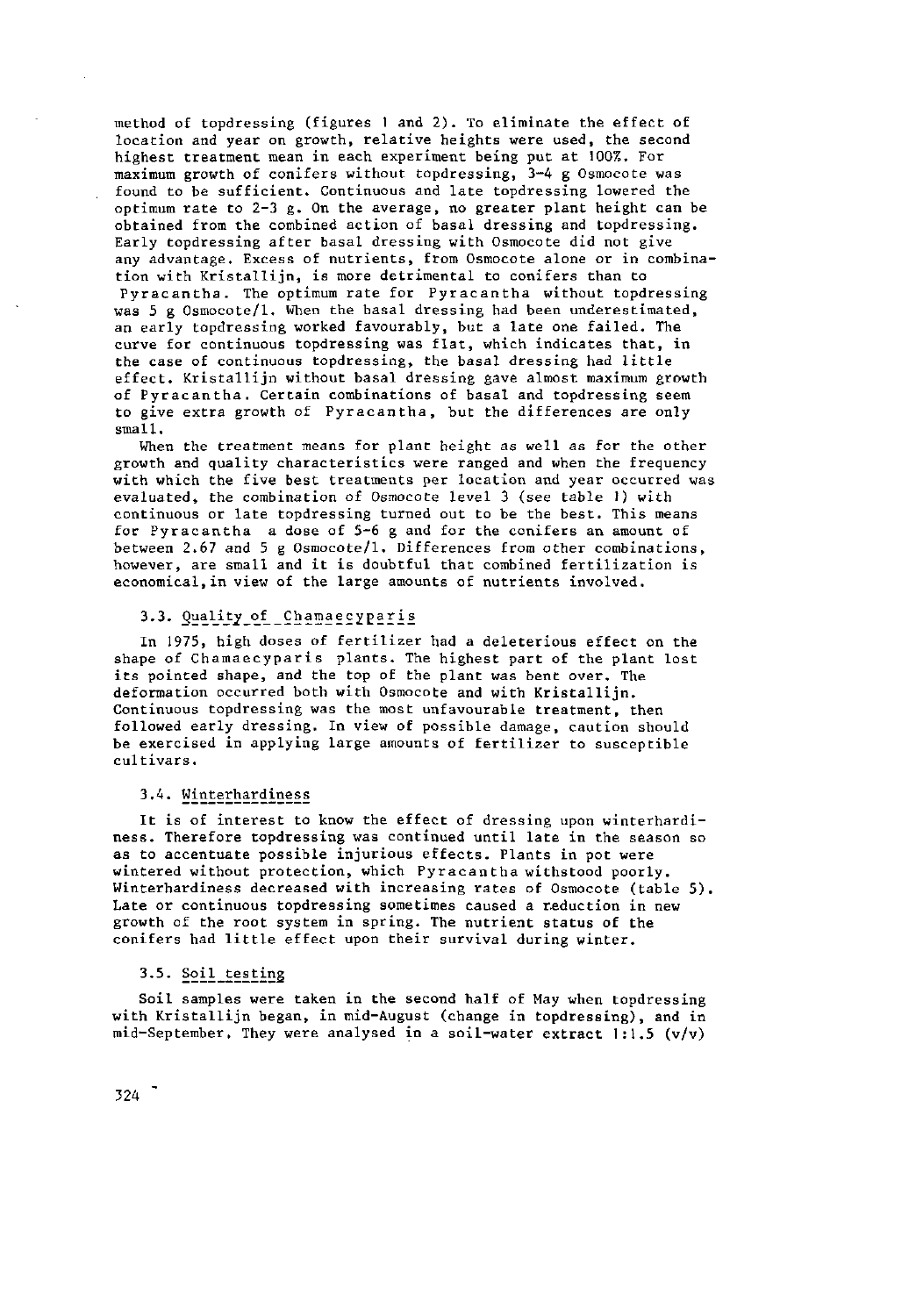method of topdressing (figures 1 and 2). To eliminate the effect of location and year on growth, relative heights were used, the second highest treatment mean in each experiment being put at 100%. For maximum growth of conifers without topdressing, 3-4 g Osmocote was found to be sufficient. Continuous and late topdressing lowered the optimum rate to 2-3 g. On the average, no greater plant height can be obtained from the combined action of basal dressing and topdressing. Early topdressing after basal dressing with Osmocote did not give any advantage. Excess of nutrients, from Osmocote alone or in combination with Kristallijn, is more detrimental to conifers than to Pyracantha. The optimum rate for Pyracantha without topdressing was 5 g Osmocote/l. When the basal dressing had been underestimated, an early topdressing worked favourably, but a late one failed. The curve for continuous topdressing was flat, which indicates that, in the case of continuous topdressing, the basal dressing had little effect. Kristallijn without basal dressing gave almost maximum growth of Pyracantha. Certain combinations of basal and topdressing seem to give extra growth of Pyracantha, but the differences are only small.

When the treatment means for plant height as well as for the other growth and quality characteristics were ranged and when the frequency with which the five best treatments per location and year occurred was evaluated, the combination of Osmocote level 3 (see table 1) with continuous or late topdressing turned out to be the best. This means for Pyracantha a dose of 5-6 g and for the conifers an amount of between 2.67 and 5 g Osmocote/l. Differences from other combinations, however, are small and it is doubtful that combined fertilization is economical, in view of the large amounts of nutrients involved.

### 3.3. Quality of Chamaecyparis

In 1975, high doses of fertilizer had a deleterious effect on the shape of Chamaecyparis plants. The highest part of the plant lost its pointed shape, and the top of the plant was bent over. The deformation occurred both with Osmocote and with Kristallijn. Continuous topdressing was the most unfavourable treatment, then followed early dressing. In view of possible damage, caution should be exercised in applying large amounts of fertilizer to susceptible cultivars.

### 3.4. Winterhardiness

It is of interest to know the effect of dressing upon winterhardiness. Therefore topdressing was continued until late in the season so as to accentuate possible injurious effects. Plants in pot were wintered without protection, which Pyracantha withstood poorly. Winterhardiness decreased with increasing rates of Osmocote (table 5). Late or continuous topdressing sometimes caused a reduction in new growth of the root system in spring. The nutrient status of the conifers had little effect upon their survival during winter.

### 3.5. Soil testing

Soil samples were taken in the second half of May when topdressing with Kristallijn began, in mid-August (change in topdressing), and in mid-September. They were analysed in a soil-water extract 1:1.5 (v/v)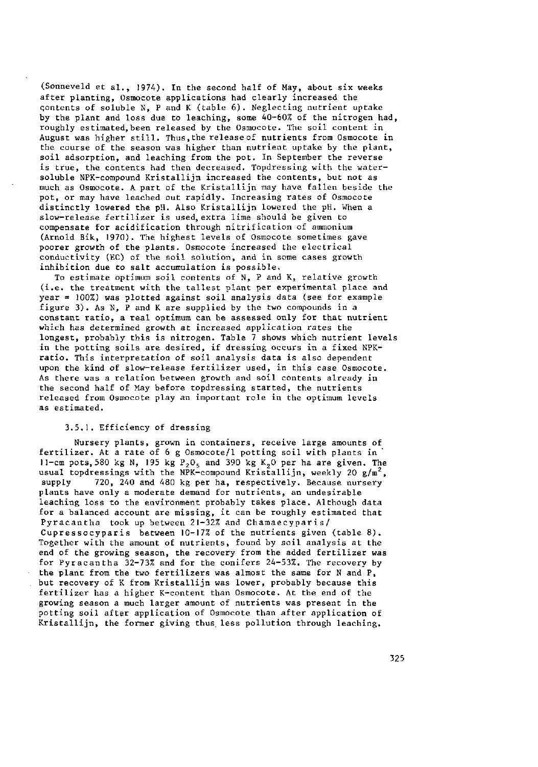(Sonneveld et al., 1974). In the second half of May, about six weeks after planting, Osmocote applications had clearly increased the contents of soluble N, P and K (table 6). Neglecting nutrient uptake by the plant and loss due to leaching, some 40-60% of the nitrogen had, roughly estimated, been released by the Osmocote. The soil content in August was higher still. Thus, the release of nutrients from Osmocote in the course of the season was higher than nutrient uptake by the plant, soil adsorption, and leaching from the pot. In September the reverse is true, the contents had then decreased. Topdressing with the water-soluble NPK-compound Kristallijn increased the contents, but not as much as Osmocote. A part of the Kristallijn may have fallen beside the pot, or may have leached out rapidly. Increasing rates of Osmocote distinctly lowered the pH. Also Kristallijn lowered the pH. When a slow-release fertilizer is used, extra lime should be given to compensate for acidification through nitrification of ammonium (Arnold Bik, 1970). The highest levels of Osmocote sometimes gave poorer growth of the plants. Osmocote increased the electrical conductivity (EC) of the soil solution, and in some cases growth inhibition due to salt accumulation is possible.

To estimate optimum soil contents of N, P and K, relative growth (i.e. the treatment with the tallest plant per experimental place and year = 100%) was plotted against soil analysis data (see for example figure 3). As N, P and K are supplied by the two compounds in a constant ratio, a real optimum can be assessed only for that nutrient which has determined growth at increased application rates the longest, probably this is nitrogen. Table 7 shows which nutrient levels in the potting soils are desired, if dressing occurs in a fixed NPK-ratio. This interpretation of soil analysis data is also dependent upon the kind of slow-release fertilizer used, in this case Osmocote. As there was a relation between growth and soil contents already in the second half of May before topdressing started, the nutrients released from Osmocote play an important role in the optimum levels as estimated.

### 3.5.1. Efficiency of dressing

Nursery plants, grown in containers, receive large amounts of fertilizer. At a rate of 6 g Osmocote/l potting soil with plants in 11-cm pots, 580 kg N, 195 kg $P_2O_5$ and 390 kg $K_2O$ per ha are given. The usual topdressings with the NPK-compound Kristallijn, weekly 20 g/$m^2$, supply 720, 240 and 480 kg per ha, respectively. Because nursery plants have only a moderate demand for nutrients, an undesirable leaching loss to the environment probably takes place. Although data for a balanced account are missing, it can be roughly estimated that Pyracantha took up between 21-32% and Chamaecyparis/ Cupressocyparis between 10-17% of the nutrients given (table 8). Together with the amount of nutrients, found by soil analysis at the end of the growing season, the recovery from the added fertilizer was for Pyracantha 32-73% and for the conifers 24-53%. The recovery by the plant from the two fertilizers was almost the same for N and P, but recovery of K from Kristallijn was lower, probably because this fertilizer has a higher K-content than Osmocote. At the end of the growing season a much larger amount of nutrients was present in the potting soil after application of Osmocote than after application of Kristallijn, the former giving thus less pollution through leaching.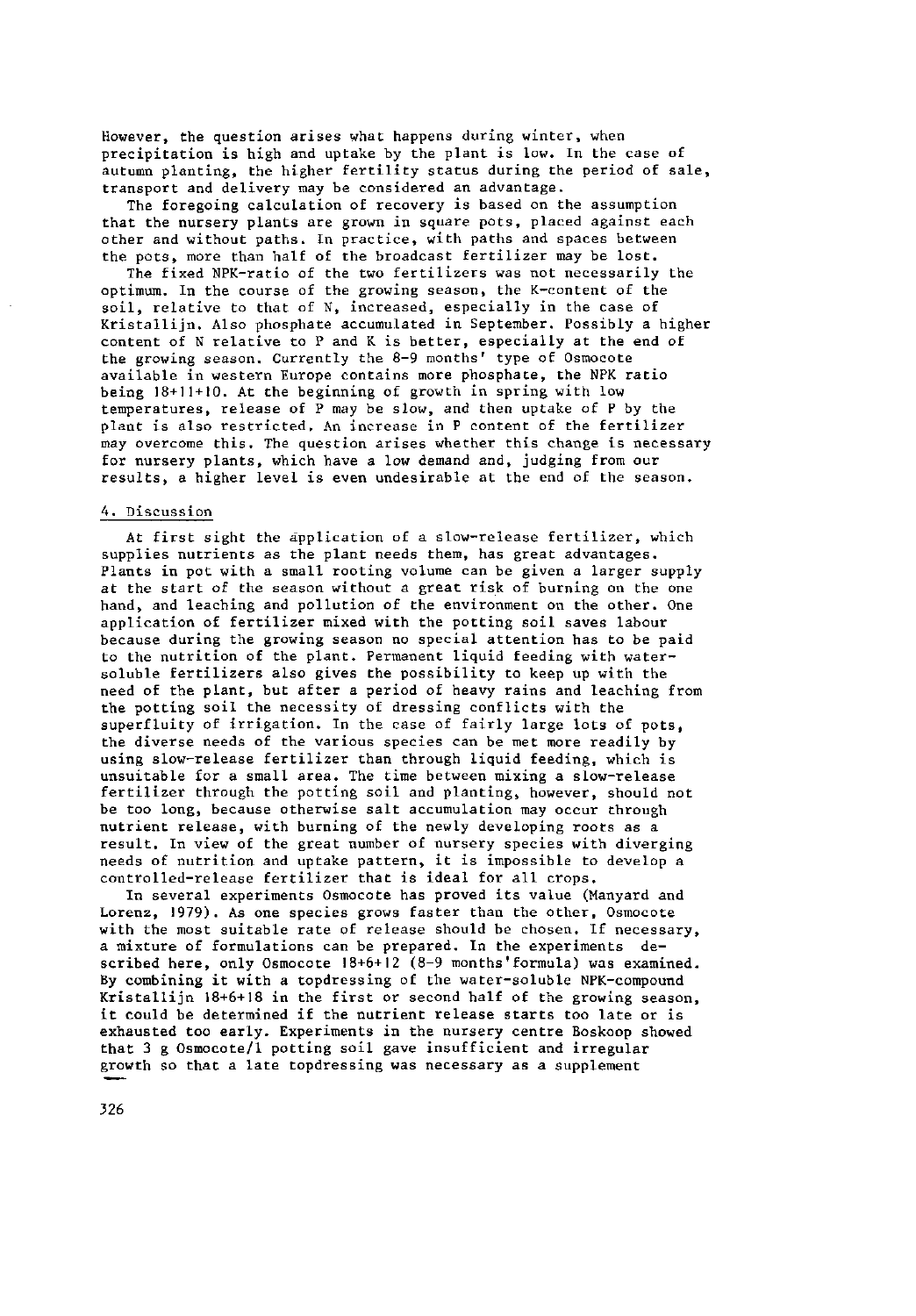However, the question arises what happens during winter, when precipitation is high and uptake by the plant is low. In the case of autumn planting, the higher fertility status during the period of sale, transport and delivery may be considered an advantage.

The foregoing calculation of recovery is based on the assumption that the nursery plants are grown in square pots, placed against each other and without paths. In practice, with paths and spaces between the pots, more than half of the broadcast fertilizer may be lost.

The fixed NPK-ratio of the two fertilizers was not necessarily the optimum. In the course of the growing season, the K-content of the soil, relative to that of N, increased, especially in the case of Kristallijn. Also phosphate accumulated in September. Possibly a higher content of N relative to P and K is better, especially at the end of the growing season. Currently the 8-9 months' type of Osmocote available in western Europe contains more phosphate, the NPK ratio being 18+11+10. At the beginning of growth in spring with low temperatures, release of P may be slow, and then uptake of P by the plant is also restricted. An increase in P content of the fertilizer may overcome this. The question arises whether this change is necessary for nursery plants, which have a low demand and, judging from our results, a higher level is even undesirable at the end of the season.

## 4. Discussion

At first sight the application of a slow-release fertilizer, which supplies nutrients as the plant needs them, has great advantages. Plants in pot with a small rooting volume can be given a larger supply at the start of the season without a great risk of burning on the one hand, and leaching and pollution of the environment on the other. One application of fertilizer mixed with the potting soil saves labour because during the growing season no special attention has to be paid to the nutrition of the plant. Permanent liquid feeding with water-soluble fertilizers also gives the possibility to keep up with the need of the plant, but after a period of heavy rains and leaching from the potting soil the necessity of dressing conflicts with the superfluity of irrigation. In the case of fairly large lots of pots, the diverse needs of the various species can be met more readily by using slow-release fertilizer than through liquid feeding, which is unsuitable for a small area. The time between mixing a slow-release fertilizer through the potting soil and planting, however, should not be too long, because otherwise salt accumulation may occur through nutrient release, with burning of the newly developing roots as a result. In view of the great number of nursery species with diverging needs of nutrition and uptake pattern, it is impossible to develop a controlled-release fertilizer that is ideal for all crops.

In several experiments Osmocote has proved its value (Manyard and Lorenz, 1979). As one species grows faster than the other, Osmocote with the most suitable rate of release should be chosen. If necessary, a mixture of formulations can be prepared. In the experiments described here, only Osmocote 18+6+12 (8-9 months'formula) was examined. By combining it with a topdressing of the water-soluble NPK-compound Kristallijn 18+6+18 in the first or second half of the growing season, it could be determined if the nutrient release starts too late or is exhausted too early. Experiments in the nursery centre Boskoop showed that 3 g Osmocote/l potting soil gave insufficient and irregular growth so that a late topdressing was necessary as a supplement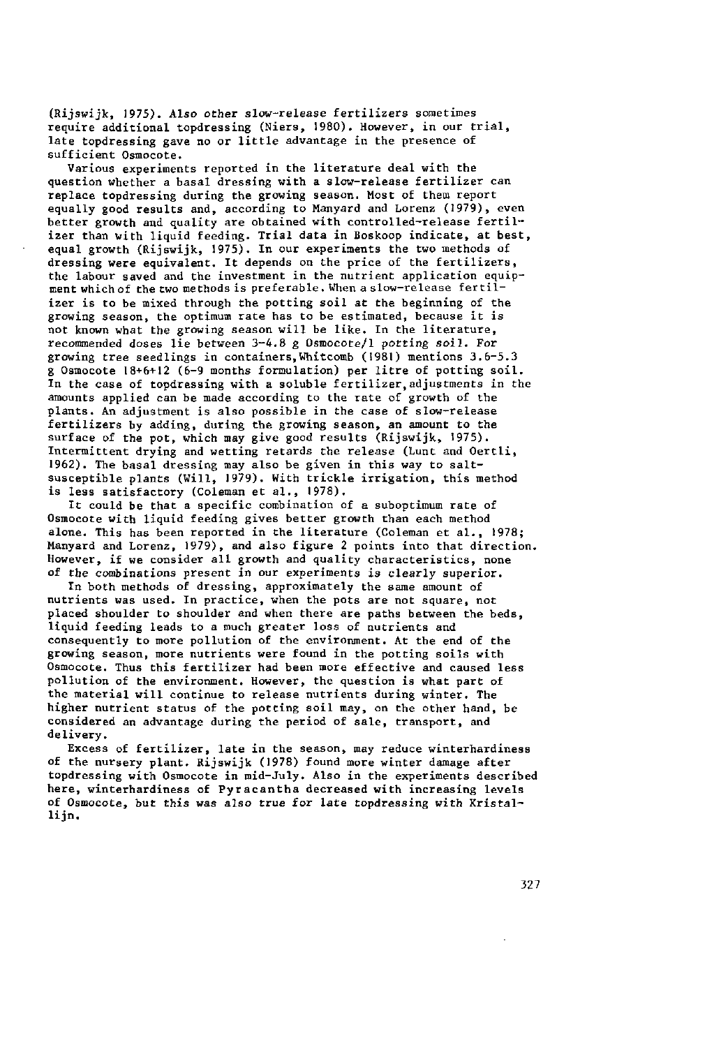(Rijswijk, 1975). Also other slow-release fertilizers sometimes require additional topdressing (Niers, 1980). However, in our trial, late topdressing gave no or little advantage in the presence of sufficient Osmocote.

Various experiments reported in the literature deal with the question whether a basal dressing with a slow-release fertilizer can replace topdressing during the growing season. Most of them report equally good results and, according to Manyard and Lorenz (1979), even better growth and quality are obtained with controlled-release fertilizer than with liquid feeding. Trial data in Boskoop indicate, at best, equal growth (Rijswijk, 1975). In our experiments the two methods of dressing were equivalent. It depends on the price of the fertilizers, the labour saved and the investment in the nutrient application equipment which of the two methods is preferable. When a slow-release fertilizer is to be mixed through the potting soil at the beginning of the growing season, the optimum rate has to be estimated, because it is not known what the growing season will be like. In the literature, recommended doses lie between 3-4.8 g Osmocote/l potting soil. For growing tree seedlings in containers, Whitcomb (1981) mentions 3.6-5.3 g Osmocote 18+6+12 (6-9 months formulation) per litre of potting soil. In the case of topdressing with a soluble fertilizer, adjustments in the amounts applied can be made according to the rate of growth of the plants. An adjustment is also possible in the case of slow-release fertilizers by adding, during the growing season, an amount to the surface of the pot, which may give good results (Rijswijk, 1975). Intermittent drying and wetting retards the release (Lunt and Oertli, 1962). The basal dressing may also be given in this way to salt-susceptible plants (Will, 1979). With trickle irrigation, this method is less satisfactory (Coleman et al., 1978).

It could be that a specific combination of a suboptimum rate of Osmocote with liquid feeding gives better growth than each method alone. This has been reported in the literature (Coleman et al., 1978; Manyard and Lorenz, 1979), and also figure 2 points into that direction. However, if we consider all growth and quality characteristics, none of the combinations present in our experiments is clearly superior.

In both methods of dressing, approximately the same amount of nutrients was used. In practice, when the pots are not square, not placed shoulder to shoulder and when there are paths between the beds, liquid feeding leads to a much greater loss of nutrients and consequently to more pollution of the environment. At the end of the growing season, more nutrients were found in the potting soils with Osmocote. Thus this fertilizer had been more effective and caused less pollution of the environment. However, the question is what part of the material will continue to release nutrients during winter. The higher nutrient status of the potting soil may, on the other hand, be considered an advantage during the period of sale, transport, and delivery.

Excess of fertilizer, late in the season, may reduce winterhardiness of the nursery plant. Rijswijk (1978) found more winter damage after topdressing with Osmocote in mid-July. Also in the experiments described here, winterhardiness of Pyracantha decreased with increasing levels of Osmocote, but this was also true for late topdressing with Kristallijn.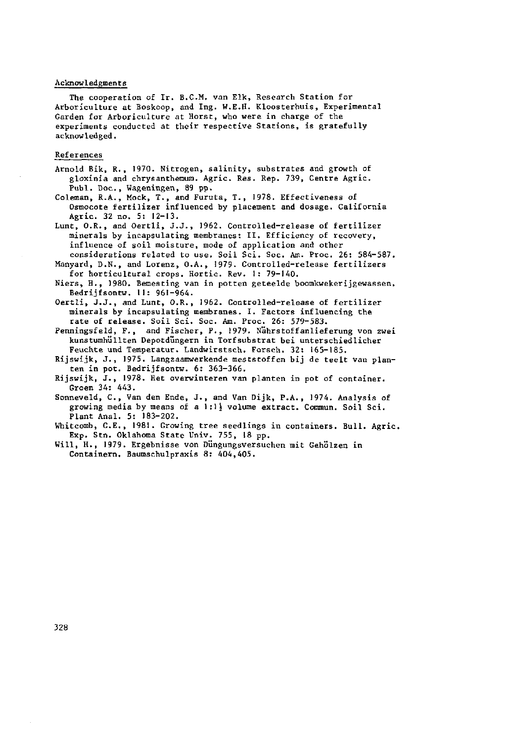## Acknowledgments

The cooperation of Ir. B.C.M. van Elk, Research Station for Arboriculture at Boskoop, and Ing. W.E.H. Kloosterhuis, Experimental Garden for Arboriculture at Horst, who were in charge of the experiments conducted at their respective Stations, is gratefully acknowledged.

## References

Arnold Bik, R., 1970. Nitrogen, salinity, substrates and growth of gloxinia and chrysanthemum. Agric. Res. Rep. 739, Centre Agric. Publ. Doc., Wageningen, 89 pp.

Coleman, R.A., Mock, T., and Furuta, T., 1978. Effectiveness of Osmocote fertilizer influenced by placement and dosage. California Agric. 32 no. 5: 12-13.

Lunt, O.R., and Oertli, J.J., 1962. Controlled-release of fertilizer minerals by incapsulating membranes: II. Efficiency of recovery, influence of soil moisture, mode of application and other considerations related to use. Soil Sci. Soc. Am. Proc. 26: 584-587.

Manyard, D.N., and Lorenz, O.A., 1979. Controlled-release fertilizers for horticultural crops. Hortic. Rev. 1: 79-140.

Niers, H., 1980. Bemesting van in potten geteelde boomkwekerijgewassen. Bedrijfsontw. 11: 961-964.

Oertli, J.J., and Lunt, O.R., 1962. Controlled-release of fertilizer minerals by incapsulating membranes. I. Factors influencing the rate of release. Soil Sci. Soc. Am. Proc. 26: 579-583.

Penningsfeld, F., and Fischer, P., 1979. Nährstoffanlieferung von zwei kunstumhüllten Depotdüngern in Torfsubstrat bei unterschiedlicher Feuchte und Temperatur. Landwirstsch. Forsch. 32: 165-185.

Rijswijk, J., 1975. Langzaamwerkende meststoffen bij de teelt van planten in pot. Bedrijfsontw. 6: 363-366.

Rijswijk, J., 1978. Het overwinteren van planten in pot of container. Groen 34: 443.

Sonneveld, C., Van den Ende, J., and Van Dijk, P.A., 1974. Analysis of growing media by means of a 1:1½ volume extract. Commun. Soil Sci. Plant Anal. 5: 183-202.

Whitcomb, C.E., 1981. Growing tree seedlings in containers. Bull. Agric. Exp. Stn. Oklahoma State Univ. 755, 18 pp.

Will, H., 1979. Ergebnisse von Düngungsversuchen mit Gehölzen in Containern. Baumschulpraxis 8: 404,405.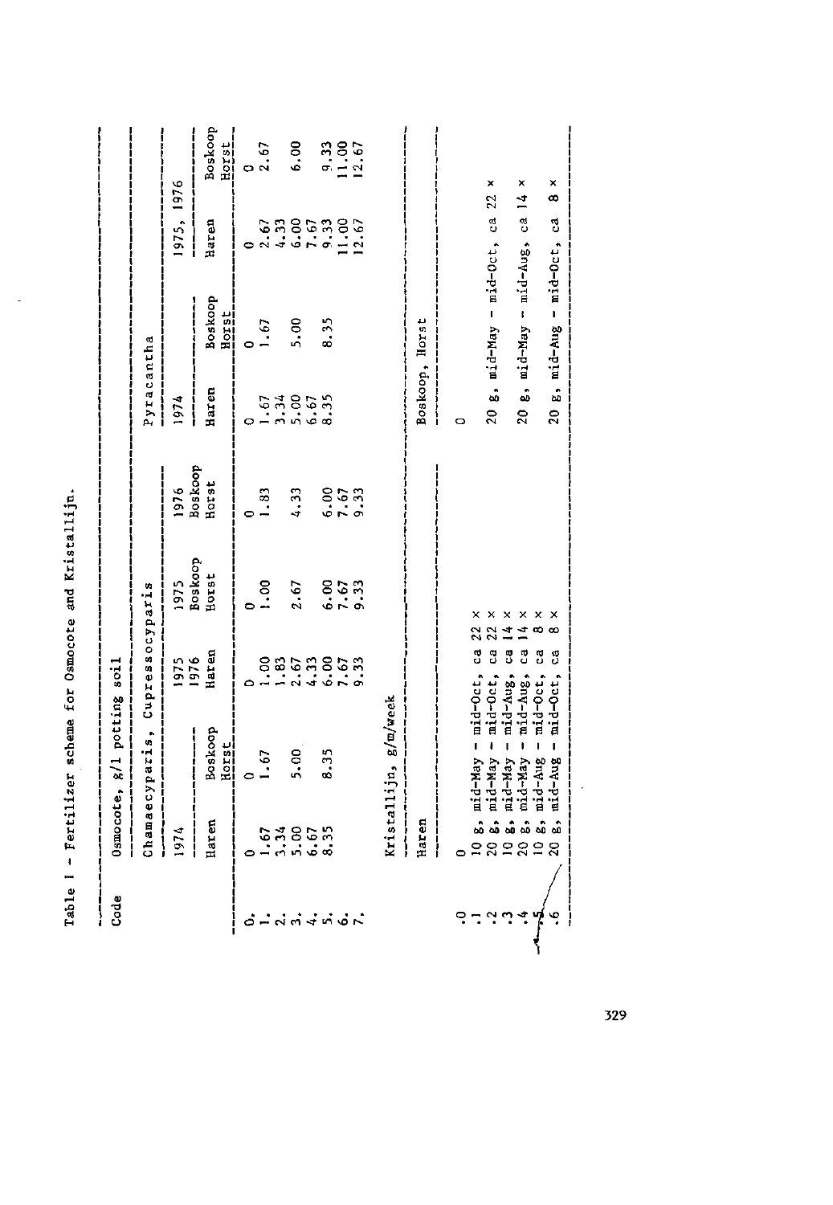Table 1 - Fertilizer scheme for Osmocote and Kristallijn.

| Code | Osmocote, g/l potting soil | | | | | | | | |
|---|---|---|---|---|---|---|---|---|---|
| | Chamaecyparis, Cupressocyparis | | | | | Pyracantha | | | |
| | 1974 | | 1975 1976 | 1975 | 1976 | 1974 | | 1975, 1976 | |
| | Haren | Boskoop Horst | Haren | Boskoop Horst | Boskoop Horst | Haren | Boskoop Horst | Haren | Boskoop Horst |
| 0. | 0 | 0 | 0 | 0 | 0 | 0 | 0 | 0 | 0 |
| 1. | 1.67 | 1.67 | 1.00 | 1.00 | 1.83 | 1.67 | 1.67 | 2.67 | 2.67 |
| 2. | 3.34 | | 1.83 | | | 3.34 | | 4.33 | |
| 3. | 5.00 | 5.00 | 2.67 | 2.67 | 4.33 | 5.00 | 5.00 | 6.00 | 6.00 |
| 4. | 6.67 | | 4.33 | | | 6.67 | | 7.67 | |
| 5. | 8.35 | 8.35 | 6.00 | 6.00 | 6.00 | 8.35 | 8.35 | 9.33 | 9.33 |
| 6. | | | 7.67 | 7.67 | 7.67 | | | 11.00 | 11.00 |
| 7. | | | 9.33 | 9.33 | 9.33 | | | 12.67 | 12.67 |

| Code | Kristallijn, g/m/week | |
|---|---|---|
| | Haren | Boskoop, Horst |
| .0 | 0 | 0 |
| .1 | 10 g, mid-May - mid-Oct, ca 22 × | |
| .2 | 20 g, mid-May - mid-Oct, ca 22 × | 20 g, mid-May - mid-Oct, ca 22 × |
| .3 | 10 g, mid-May - mid-Aug, ca 14 × | |
| .4 | 20 g, mid-May - mid-Aug, ca 14 × | 20 g, mid-May - mid-Aug, ca 14 × |
| .5 | 10 g, mid-Aug - mid-Oct, ca 8 × | |
| .6 | 20 g, mid-Aug - mid-Oct, ca 8 × | 20 g, mid-Aug - mid-Oct, ca 8 × |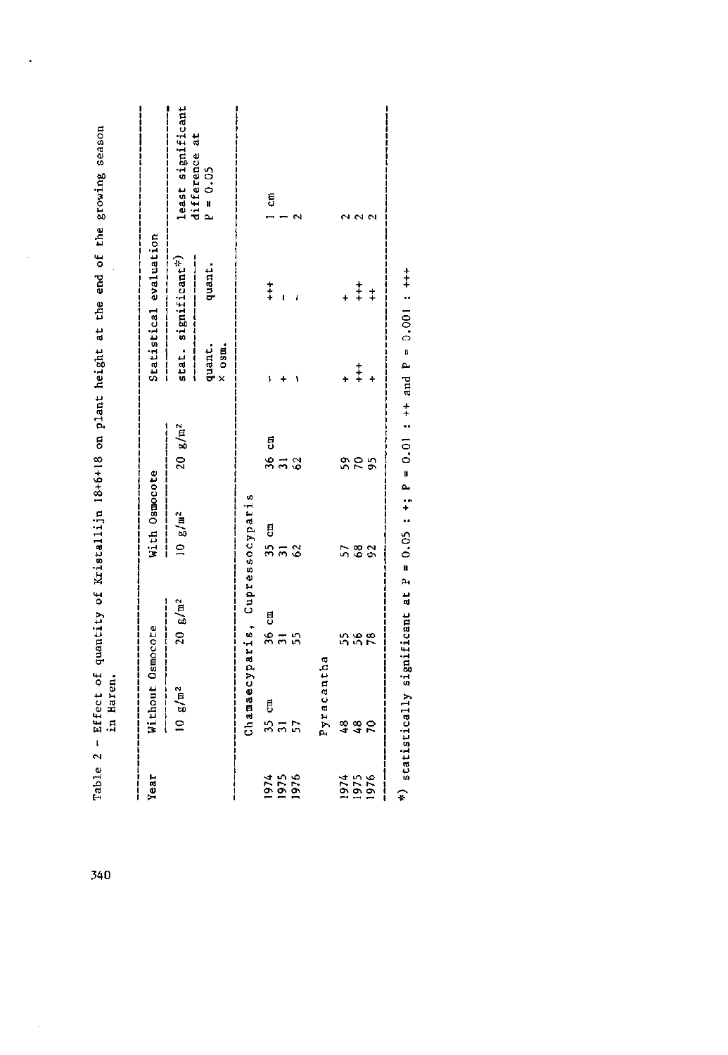Table 2 - Effect of quantity of Kristallijn 18+6+18 on plant height at the end of the growing season in Haren.

| Year | Without Osmocote | | With Osmocote | | Statistical evaluation | | |
|---|---|---|---|---|---|---|---|
| | | | | | stat. significant*) | | least significant difference at P = 0.05 |
| | 10 g/m² | 20 g/m² | 10 g/m² | 20 g/m² | quant. × osm. | quant. | |
| | Chamaecyparis, Cupressocyparis | | | | | | |
| 1974 | 35 cm | 36 cm | 35 cm | 36 cm | - | +++ | 1 cm |
| 1975 | 31 | 31 | 31 | 31 | + | - | 1 |
| 1976 | 57 | 55 | 62 | 62 | - | - | 2 |
| | Pyracantha | | | | | | |
| 1974 | 48 | 55 | 57 | 59 | + | + | 2 |
| 1975 | 48 | 56 | 68 | 70 | +++ | +++ | 2 |
| 1976 | 70 | 78 | 92 | 95 | + | ++ | 2 |

*) statistically significant at P = 0.05 : +; P = 0.01 : ++ and P = 0.001 : +++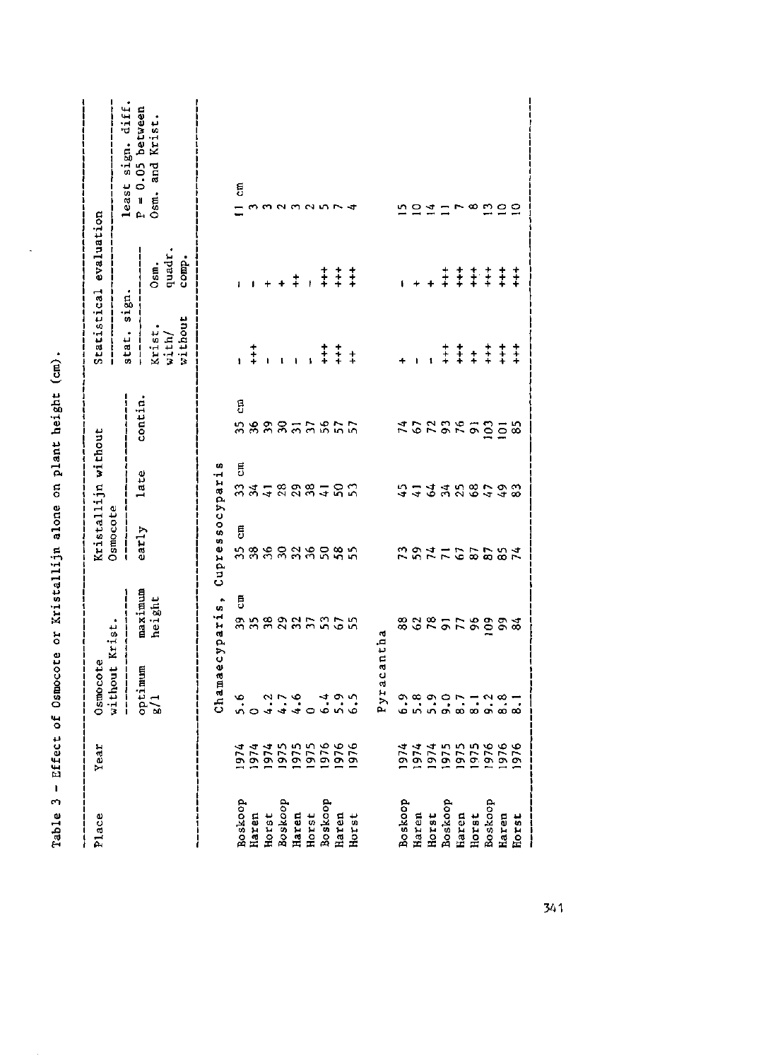Table 3 - Effect of Osmocote or Kristallijn alone on plant height (cm).

| Place | Year | Osmocote without Krist. | | Kristallijn without Osmocote | | | Statistical evaluation | | |
|---|---|---|---|---|---|---|---|---|---|
| | | optimum g/l | maximum height | early | late | contin. | stat. sign. Krist. with/without | stat. sign. Osm. quadr. comp. | least sign. diff. P = 0.05 between Osm. and Krist. |
| | | **Chamaecyparis, Cupressocyparis** | | | | | | | |
| Boskoop | 1974 | 5.6 | 39 cm | 35 cm | 33 cm | 35 cm | - | - | 11 cm |
| Haren | 1974 | 0 | 35 | 38 | 34 | 36 | +++ | - | 3 |
| Horst | 1974 | 4.2 | 38 | 36 | 41 | 39 | - | + | 3 |
| Boskoop | 1975 | 4.7 | 29 | 30 | 28 | 30 | - | + | 2 |
| Haren | 1975 | 4.6 | 32 | 32 | 29 | 31 | - | ++ | 3 |
| Horst | 1975 | 0 | 37 | 36 | 38 | 37 | - | - | 2 |
| Boskoop | 1976 | 6.4 | 53 | 50 | 41 | 56 | +++ | +++ | 5 |
| Haren | 1976 | 5.9 | 67 | 58 | 50 | 57 | +++ | +++ | 7 |
| Horst | 1976 | 6.5 | 55 | 55 | 53 | 57 | ++ | +++ | 4 |
| | | **Pyracantha** | | | | | | | |
| Boskoop | 1974 | 6.9 | 88 | 73 | 45 | 74 | + | - | 15 |
| Haren | 1974 | 5.8 | 62 | 59 | 41 | 67 | - | + | 10 |
| Horst | 1974 | 5.9 | 78 | 74 | 64 | 72 | - | + | 14 |
| Boskoop | 1975 | 9.0 | 91 | 71 | 34 | 93 | +++ | +++ | 11 |
| Haren | 1975 | 8.7 | 77 | 67 | 25 | 76 | +++ | +++ | 7 |
| Horst | 1975 | 8.1 | 96 | 87 | 68 | 91 | ++ | +++ | 8 |
| Boskoop | 1976 | 9.2 | 109 | 87 | 47 | 103 | +++ | +++ | 13 |
| Haren | 1976 | 8.8 | 99 | 85 | 49 | 101 | +++ | +++ | 10 |
| Horst | 1976 | 8.1 | 84 | 74 | 83 | 85 | +++ | +++ | 10 |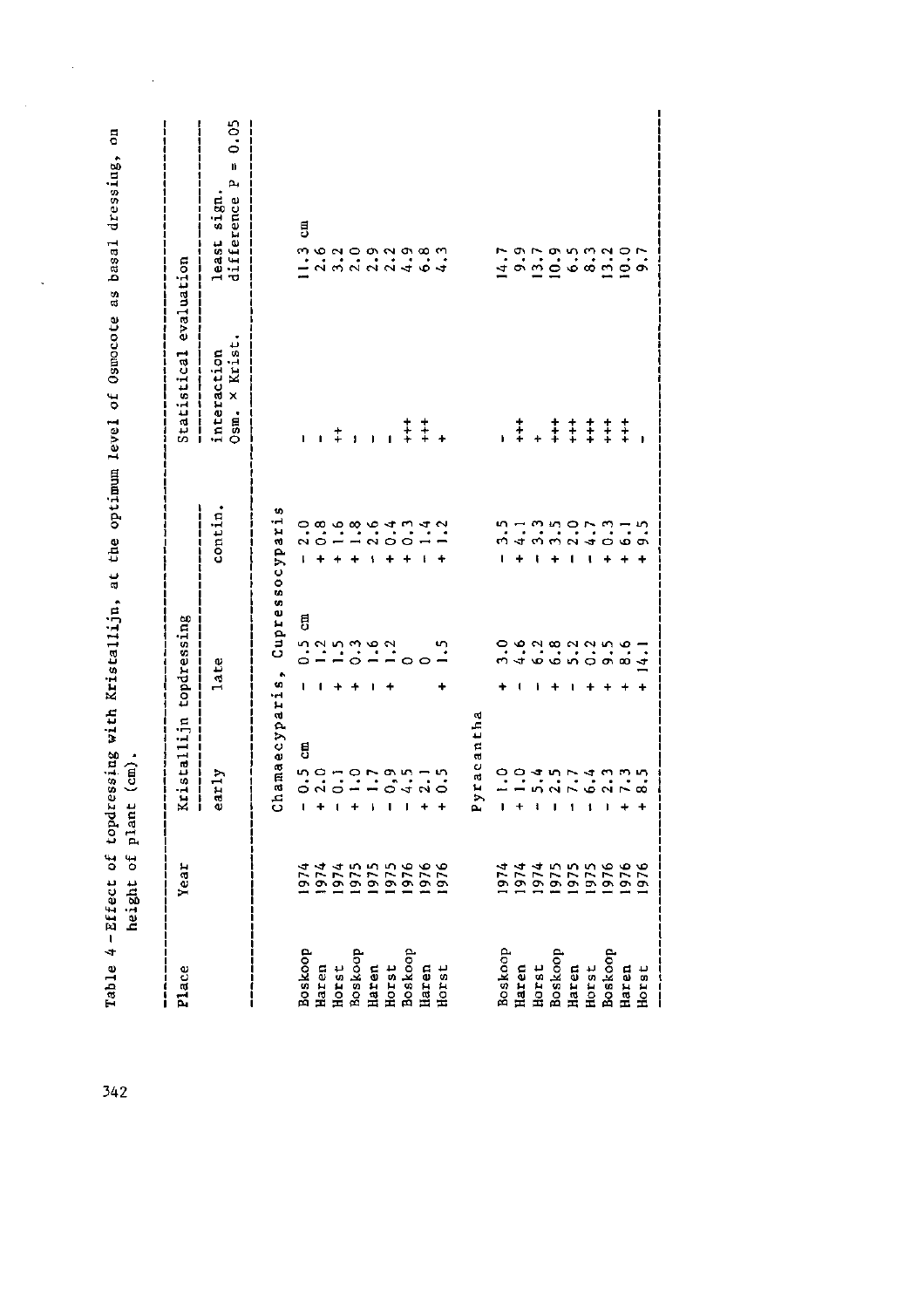Table 4 - Effect of topdressing with Kristallijn, at the optimum level of Osmocote as basal dressing, on height of plant (cm).

| Place | Year | Kristallijn topdressing | | | Statistical evaluation | |
|---|---|---|---|---|---|---|
| | | early | late | contin. | interaction Osm. × Krist. | least sign. difference P = 0.05 |
| | | Chamaecyparis, Cupressocyparis | | | | |
| Boskoop | 1974 | - 0.5 cm | - 0.5 cm | - 2.0 | - | 11.3 cm |
| Haren | 1974 | + 2.0 | - 1.2 | + 0.8 | - | 2.6 |
| Horst | 1974 | - 0.1 | + 1.5 | + 1.6 | ++ | 3.2 |
| Boskoop | 1975 | + 1.0 | + 0.3 | + 1.8 | - | 2.0 |
| Haren | 1975 | - 1.7 | - 1.6 | - 2.6 | - | 2.9 |
| Horst | 1975 | - 0,9 | + 1.2 | + 0.4 | - | 2.2 |
| Boskoop | 1976 | - 4.5 | 0 | + 0.3 | +++ | 4.9 |
| Haren | 1976 | + 2.1 | 0 | - 1.4 | +++ | 6.8 |
| Horst | 1976 | + 0.5 | + 1.5 | + 1.2 | + | 4.3 |
| | | Pyracantha | | | | |
| Boskoop | 1974 | - 1.0 | + 3.0 | - 3.5 | - | 14.7 |
| Haren | 1974 | + 1.0 | - 4.6 | + 4.1 | +++ | 9.9 |
| Horst | 1974 | - 5.4 | - 6.2 | - 3.3 | + | 13.7 |
| Boskoop | 1975 | - 2.5 | + 6.8 | + 3.5 | +++ | 10.9 |
| Haren | 1975 | - 7.7 | - 5.2 | - 2.0 | +++ | 6.5 |
| Horst | 1975 | - 6.4 | + 0.2 | - 4.7 | +++ | 8.3 |
| Boskoop | 1976 | - 2.3 | + 9.5 | + 0.3 | +++ | 13.2 |
| Haren | 1976 | + 7.3 | + 8.6 | + 6.1 | +++ | 10.0 |
| Horst | 1976 | + 8.5 | + 14.1 | + 9.5 | - | 9.7 |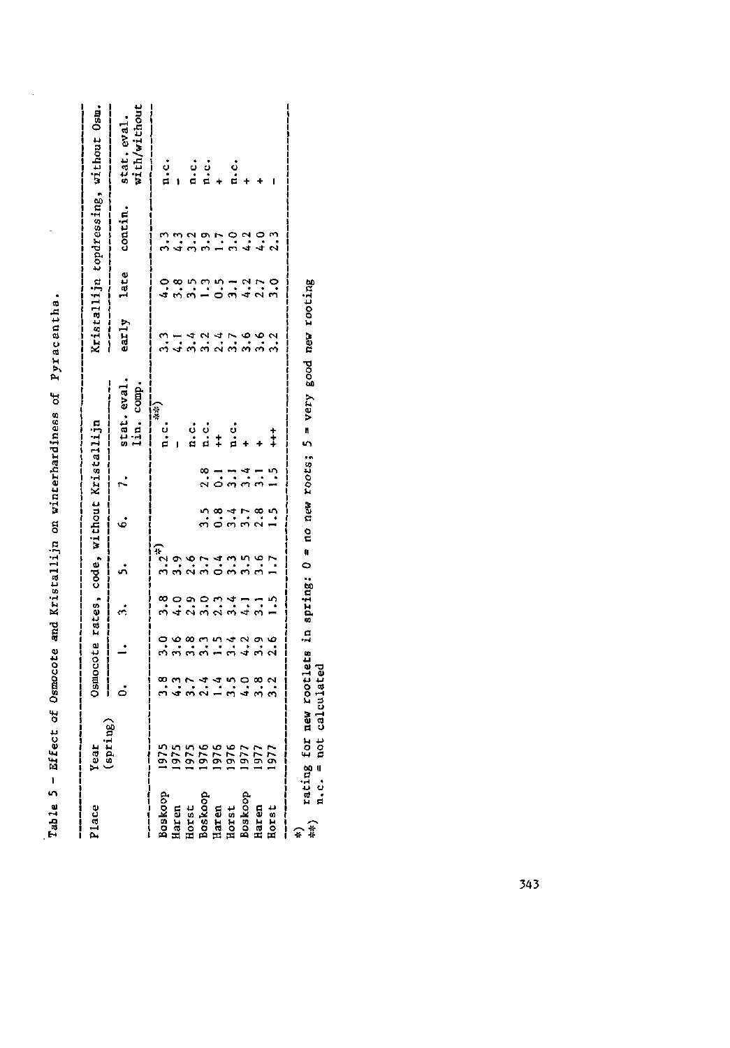Table 5 - Effect of Osmocote and Kristallijn on winterhardiness of Pyracantha.

| Place | Year (spring) | Osmocote rates, code, without Kristallijn | | | | | | | Kristallijn topdressing, without Osm. | | | |
|---|---|---|---|---|---|---|---|---|---|---|---|---|
| | | 0. | 1. | 3. | 5. | 6. | 7. | stat. eval. lin. comp. | early | late | contin. | stat. eval. with/without |
| Boskoop | 1975 | 3.8 | 3.0 | 3.8 | 3.2*) | | | n.c.**) | 3.3 | 4.0 | 3.3 | n.c. |
| Haren | 1975 | 4.3 | 3.6 | 4.0 | 3.9 | | | - | 4.1 | 3.8 | 4.3 | - |
| Horst | 1975 | 3.7 | 3.8 | 2.9 | 2.6 | | | n.c. | 3.4 | 3.5 | 3.2 | n.c. |
| Boskoop | 1976 | 2.4 | 3.3 | 3.0 | 3.7 | 3.5 | 2.8 | n.c. | 3.2 | 1.3 | 3.9 | n.c. |
| Haren | 1976 | 1.4 | 1.5 | 2.3 | 0.4 | 0.8 | 0.1 | ++ | 2.4 | 0.5 | 1.7 | + |
| Horst | 1976 | 3.5 | 3.4 | 3.4 | 3.3 | 3.4 | 3.1 | n.c. | 3.7 | 3.1 | 3.0 | n.c. |
| Boskoop | 1977 | 4.0 | 4.2 | 4.1 | 3.5 | 3.7 | 3.4 | + | 3.6 | 4.2 | 4.2 | + |
| Haren | 1977 | 3.8 | 3.9 | 3.1 | 3.6 | 2.8 | 3.1 | + | 3.6 | 2.7 | 4.0 | + |
| Horst | 1977 | 3.2 | 2.6 | 1.5 | 1.7 | 1.5 | 1.5 | ++ | 3.2 | 3.0 | 2.3 | - |

*) rating for new rootlets in spring: 0 = no new roots; 5 = very good new rooting
**) n.c. = not calculated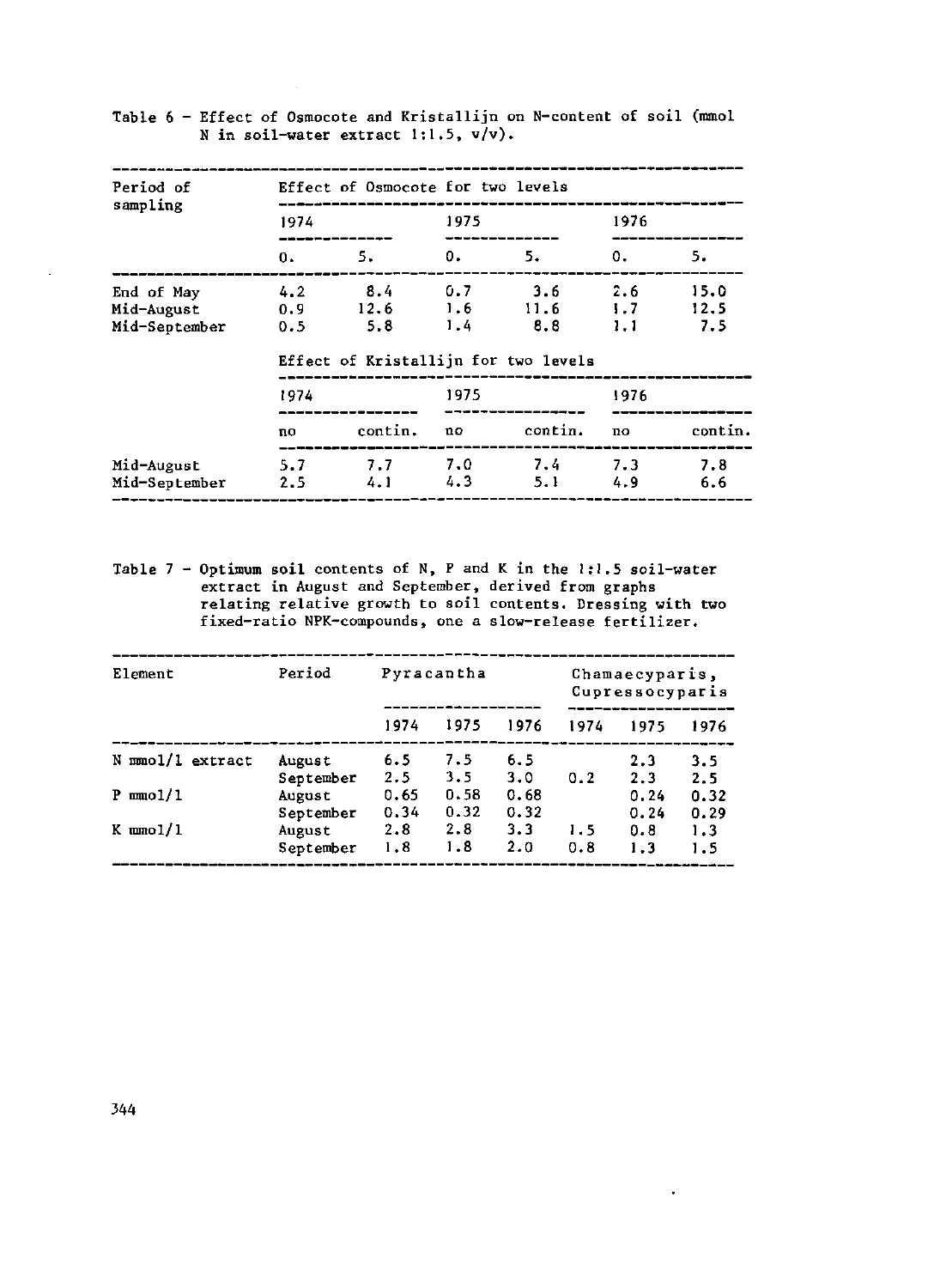Table 6 - Effect of Osmocote and Kristallijn on N-content of soil (mmol N in soil-water extract 1:1.5, v/v).

| Period of sampling | Effect of Osmocote for two levels | | | | | |
|---|---|---|---|---|---|---|
| | 1974 | | 1975 | | 1976 | |
| | 0. | 5. | 0. | 5. | 0. | 5. |
| End of May | 4.2 | 8.4 | 0.7 | 3.6 | 2.6 | 15.0 |
| Mid-August | 0.9 | 12.6 | 1.6 | 11.6 | 1.7 | 12.5 |
| Mid-September | 0.5 | 5.8 | 1.4 | 8.8 | 1.1 | 7.5 |
| | Effect of Kristallijn for two levels | | | | | |
| | 1974 | | 1975 | | 1976 | |
| | no | contin. | no | contin. | no | contin. |
| Mid-August | 5.7 | 7.7 | 7.0 | 7.4 | 7.3 | 7.8 |
| Mid-September | 2.5 | 4.1 | 4.3 | 5.1 | 4.9 | 6.6 |

Table 7 - Optimum soil contents of N, P and K in the 1:1.5 soil-water extract in August and September, derived from graphs relating relative growth to soil contents. Dressing with two fixed-ratio NPK-compounds, one a slow-release fertilizer.

| Element | Period | Pyracantha | | | Chamaecyparis, Cupressocyparis | | |
|---|---|---|---|---|---|---|---|
| | | 1974 | 1975 | 1976 | 1974 | 1975 | 1976 |
| N mmol/l extract | August | 6.5 | 7.5 | 6.5 | | 2.3 | 3.5 |
| | September | 2.5 | 3.5 | 3.0 | 0.2 | 2.3 | 2.5 |
| P mmol/l | August | 0.65 | 0.58 | 0.68 | | 0.24 | 0.32 |
| | September | 0.34 | 0.32 | 0.32 | | 0.24 | 0.29 |
| K mmol/l | August | 2.8 | 2.8 | 3.3 | 1.5 | 0.8 | 1.3 |
| | September | 1.8 | 1.8 | 2.0 | 0.8 | 1.3 | 1.5 |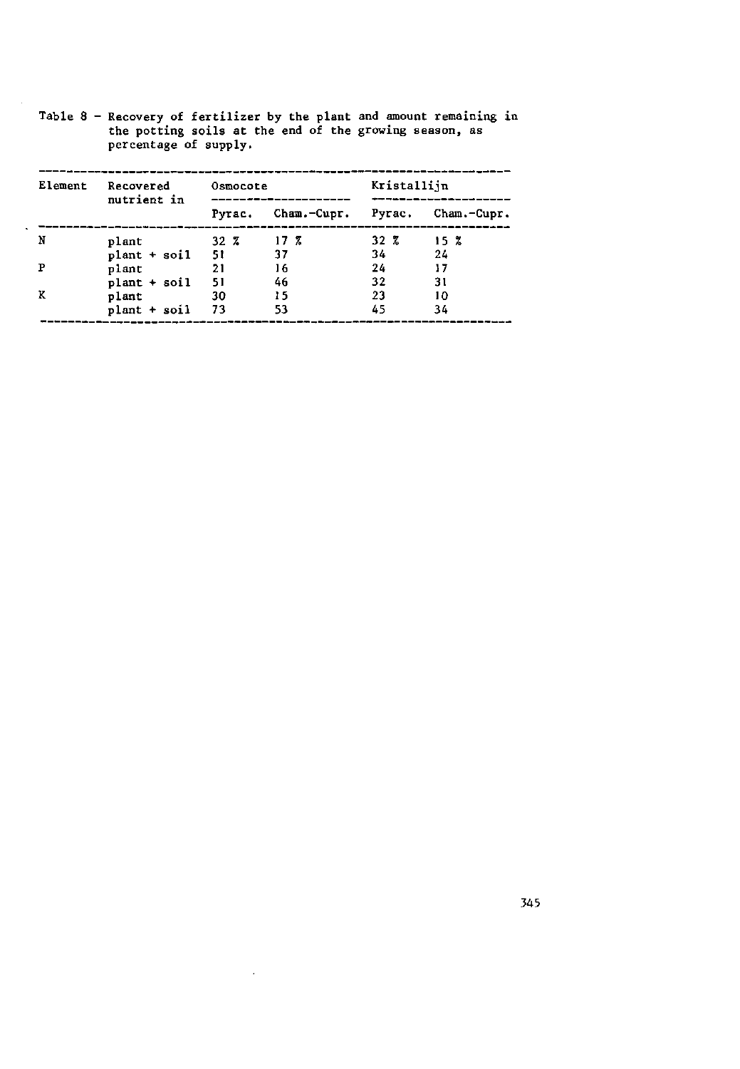Table 8 – Recovery of fertilizer by the plant and amount remaining in the potting soils at the end of the growing season, as percentage of supply.

| Element | Recovered nutrient in | Osmocote | | Kristallijn | |
|---|---|---|---|---|---|
| | | Pyrac. | Cham.-Cupr. | Pyrac. | Cham.-Cupr. |
| N | plant | 32 % | 17 % | 32 % | 15 % |
| | plant + soil | 51 | 37 | 34 | 24 |
| P | plant | 21 | 16 | 24 | 17 |
| | plant + soil | 51 | 46 | 32 | 31 |
| K | plant | 30 | 15 | 23 | 10 |
| | plant + soil | 73 | 53 | 45 | 34 |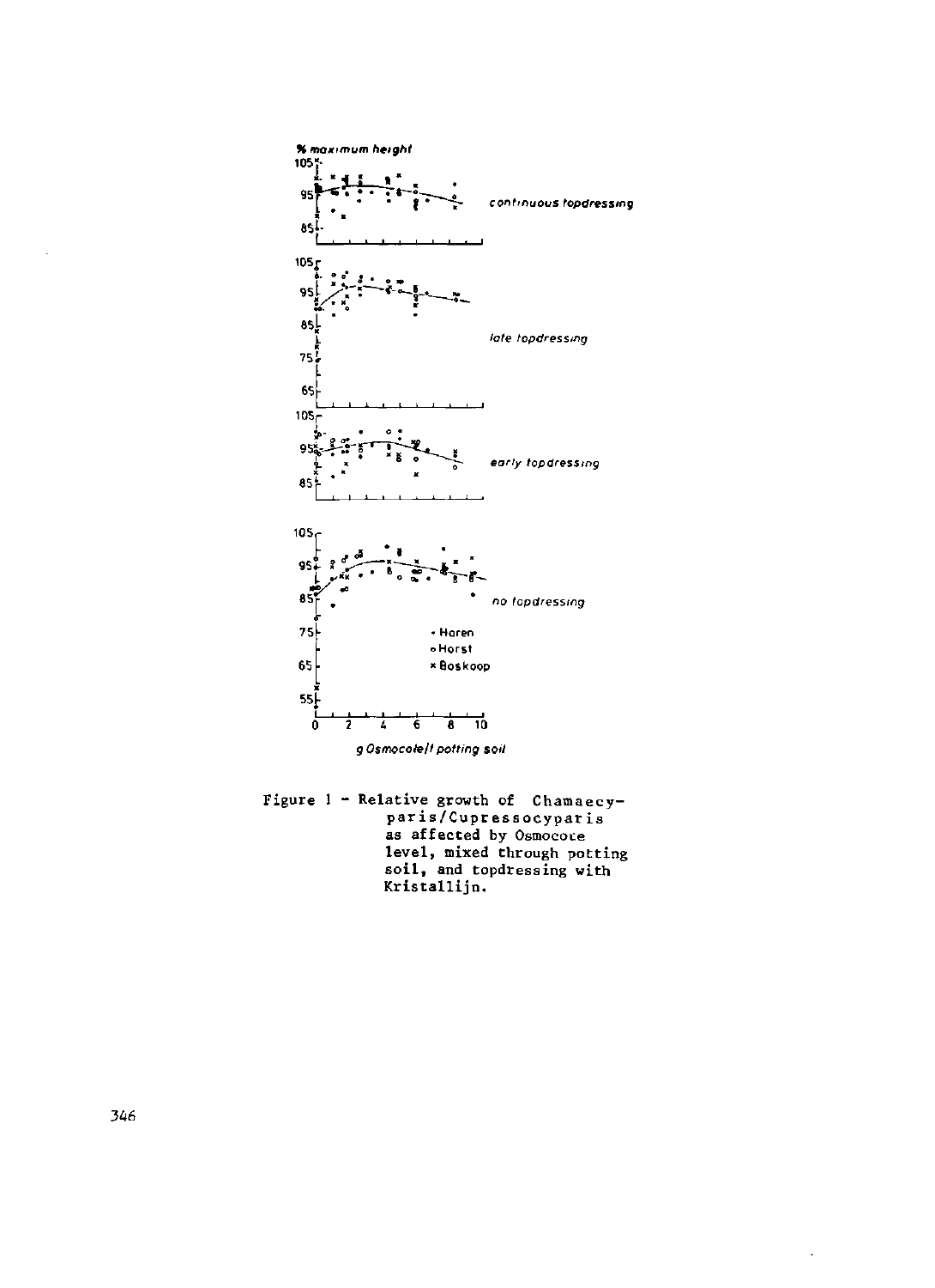Figure 1 - Relative growth of Chamaecyparis/Cupressocyparis as affected by Osmocote level, mixed through potting soil, and topdressing with Kristallijn.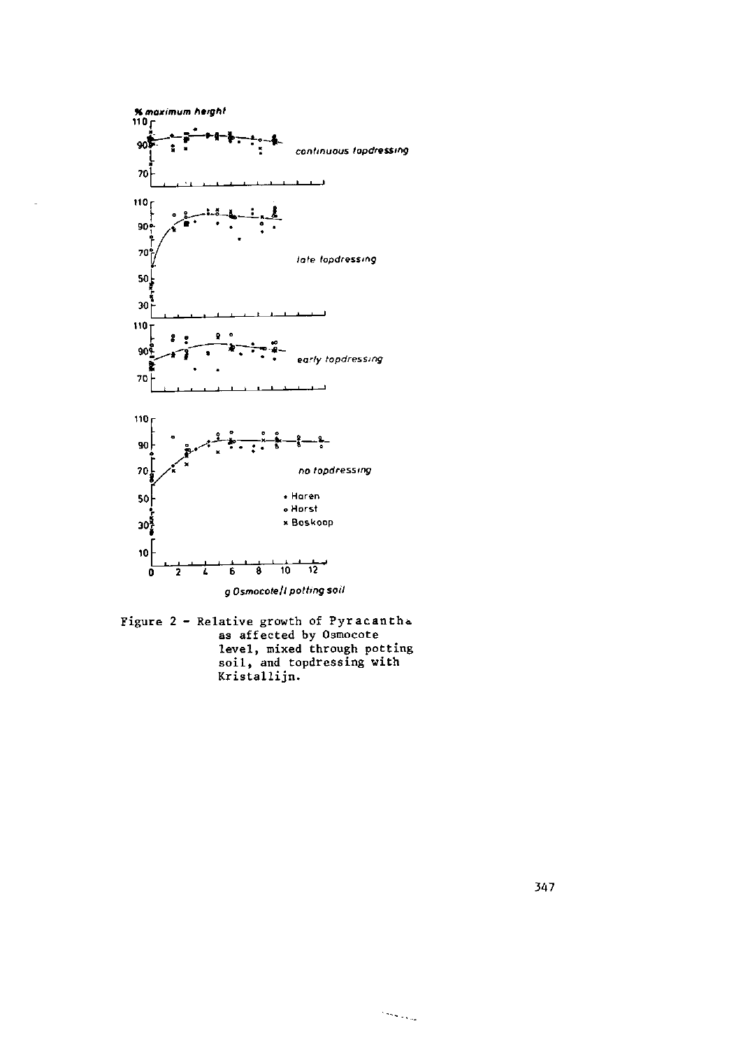Figure 2 - Relative growth of Pyracantha as affected by Osmocote level, mixed through potting soil, and topdressing with Kristallijn.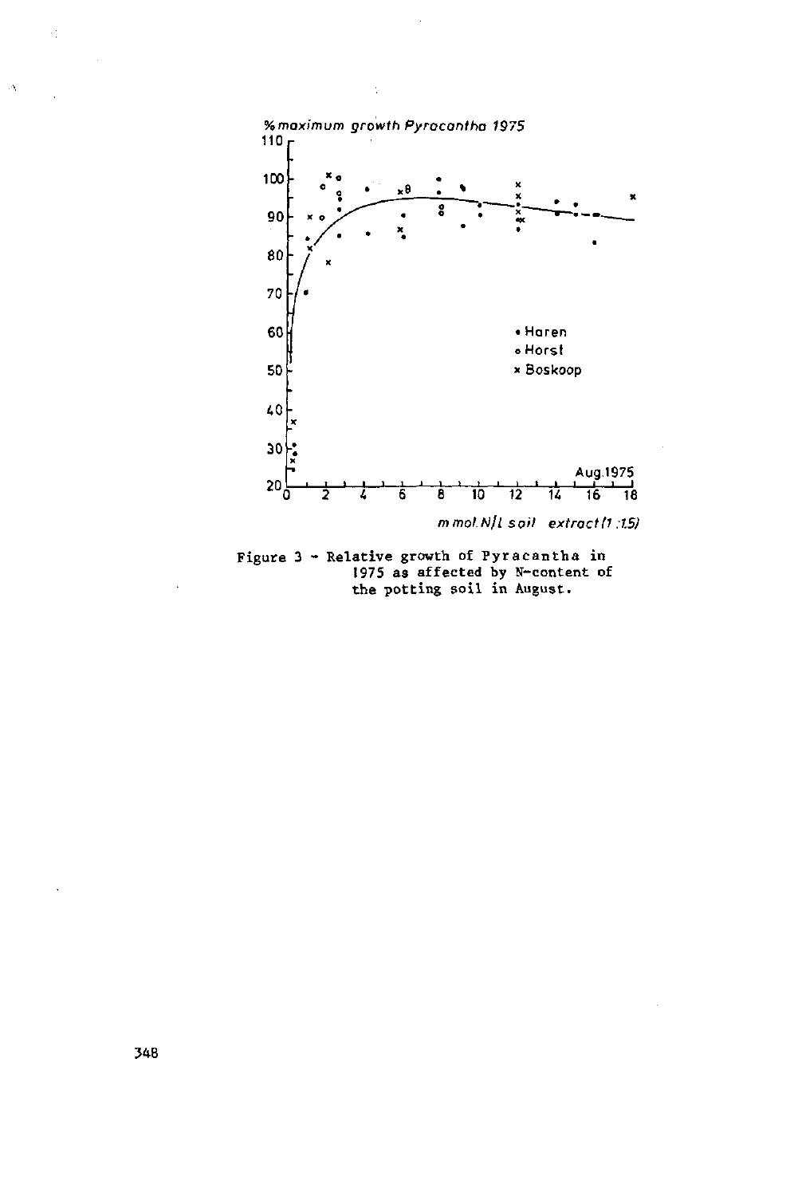% maximum growth Pyracantha 1975

110
100
90
80
70
60
50
40
30
20

0 2 4 6 8 10 12 14 16 18

• Haren
∘ Horst
× Boskoop

Aug.1975

m mol.N/l soil extract (1 :1.5)

Figure 3 - Relative growth of Pyracantha in 1975 as affected by N-content of the potting soil in August.